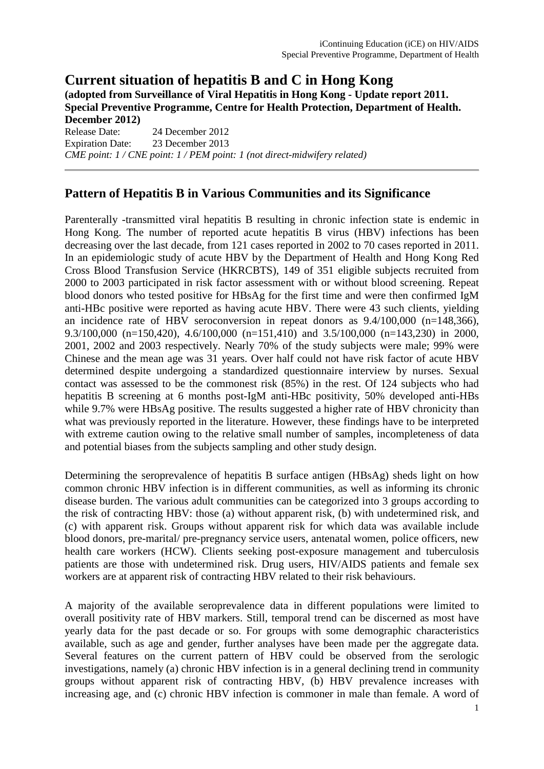iContinuing Education (iCE) on HIV/AIDS
Special Preventive Programme, Department of Health

# Current situation of hepatitis B and C in Hong Kong

**(adopted from Surveillance of Viral Hepatitis in Hong Kong - Update report 2011. Special Preventive Programme, Centre for Health Protection, Department of Health. December 2012)**

Release Date: 24 December 2012
Expiration Date: 23 December 2013
*CME point: 1 / CNE point: 1 / PEM point: 1 (not direct-midwifery related)*

---

## Pattern of Hepatitis B in Various Communities and its Significance

Parenterally -transmitted viral hepatitis B resulting in chronic infection state is endemic in Hong Kong. The number of reported acute hepatitis B virus (HBV) infections has been decreasing over the last decade, from 121 cases reported in 2002 to 70 cases reported in 2011. In an epidemiologic study of acute HBV by the Department of Health and Hong Kong Red Cross Blood Transfusion Service (HKRCBTS), 149 of 351 eligible subjects recruited from 2000 to 2003 participated in risk factor assessment with or without blood screening. Repeat blood donors who tested positive for HBsAg for the first time and were then confirmed IgM anti-HBc positive were reported as having acute HBV. There were 43 such clients, yielding an incidence rate of HBV seroconversion in repeat donors as 9.4/100,000 (n=148,366), 9.3/100,000 (n=150,420), 4.6/100,000 (n=151,410) and 3.5/100,000 (n=143,230) in 2000, 2001, 2002 and 2003 respectively. Nearly 70% of the study subjects were male; 99% were Chinese and the mean age was 31 years. Over half could not have risk factor of acute HBV determined despite undergoing a standardized questionnaire interview by nurses. Sexual contact was assessed to be the commonest risk (85%) in the rest. Of 124 subjects who had hepatitis B screening at 6 months post-IgM anti-HBc positivity, 50% developed anti-HBs while 9.7% were HBsAg positive. The results suggested a higher rate of HBV chronicity than what was previously reported in the literature. However, these findings have to be interpreted with extreme caution owing to the relative small number of samples, incompleteness of data and potential biases from the subjects sampling and other study design.

Determining the seroprevalence of hepatitis B surface antigen (HBsAg) sheds light on how common chronic HBV infection is in different communities, as well as informing its chronic disease burden. The various adult communities can be categorized into 3 groups according to the risk of contracting HBV: those (a) without apparent risk, (b) with undetermined risk, and (c) with apparent risk. Groups without apparent risk for which data was available include blood donors, pre-marital/ pre-pregnancy service users, antenatal women, police officers, new health care workers (HCW). Clients seeking post-exposure management and tuberculosis patients are those with undetermined risk. Drug users, HIV/AIDS patients and female sex workers are at apparent risk of contracting HBV related to their risk behaviours.

A majority of the available seroprevalence data in different populations were limited to overall positivity rate of HBV markers. Still, temporal trend can be discerned as most have yearly data for the past decade or so. For groups with some demographic characteristics available, such as age and gender, further analyses have been made per the aggregate data. Several features on the current pattern of HBV could be observed from the serologic investigations, namely (a) chronic HBV infection is in a general declining trend in community groups without apparent risk of contracting HBV, (b) HBV prevalence increases with increasing age, and (c) chronic HBV infection is commoner in male than female. A word of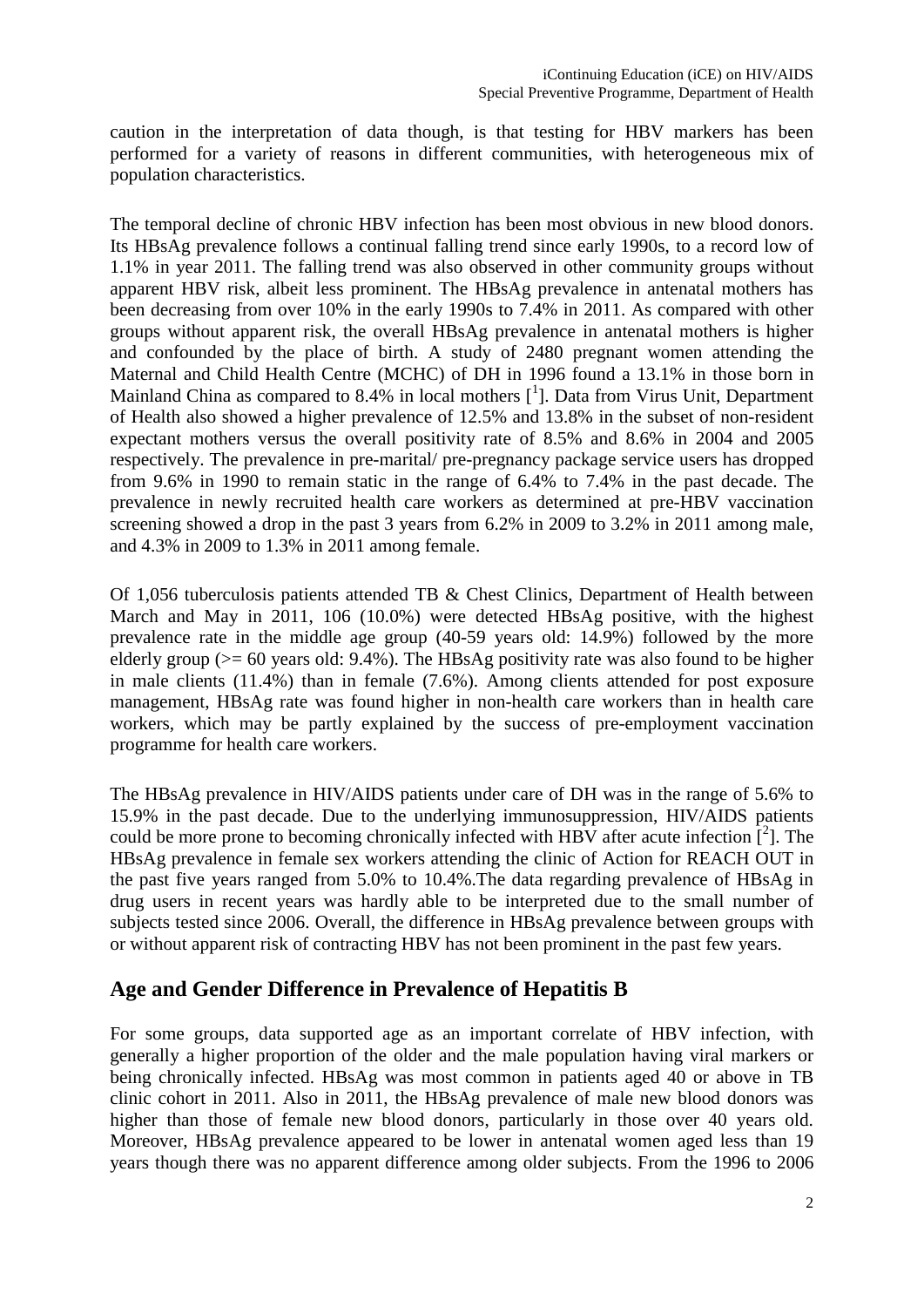caution in the interpretation of data though, is that testing for HBV markers has been performed for a variety of reasons in different communities, with heterogeneous mix of population characteristics.

The temporal decline of chronic HBV infection has been most obvious in new blood donors. Its HBsAg prevalence follows a continual falling trend since early 1990s, to a record low of 1.1% in year 2011. The falling trend was also observed in other community groups without apparent HBV risk, albeit less prominent. The HBsAg prevalence in antenatal mothers has been decreasing from over 10% in the early 1990s to 7.4% in 2011. As compared with other groups without apparent risk, the overall HBsAg prevalence in antenatal mothers is higher and confounded by the place of birth. A study of 2480 pregnant women attending the Maternal and Child Health Centre (MCHC) of DH in 1996 found a 13.1% in those born in Mainland China as compared to 8.4% in local mothers [1]. Data from Virus Unit, Department of Health also showed a higher prevalence of 12.5% and 13.8% in the subset of non-resident expectant mothers versus the overall positivity rate of 8.5% and 8.6% in 2004 and 2005 respectively. The prevalence in pre-marital/ pre-pregnancy package service users has dropped from 9.6% in 1990 to remain static in the range of 6.4% to 7.4% in the past decade. The prevalence in newly recruited health care workers as determined at pre-HBV vaccination screening showed a drop in the past 3 years from 6.2% in 2009 to 3.2% in 2011 among male, and 4.3% in 2009 to 1.3% in 2011 among female.

Of 1,056 tuberculosis patients attended TB & Chest Clinics, Department of Health between March and May in 2011, 106 (10.0%) were detected HBsAg positive, with the highest prevalence rate in the middle age group (40-59 years old: 14.9%) followed by the more elderly group (>= 60 years old: 9.4%). The HBsAg positivity rate was also found to be higher in male clients (11.4%) than in female (7.6%). Among clients attended for post exposure management, HBsAg rate was found higher in non-health care workers than in health care workers, which may be partly explained by the success of pre-employment vaccination programme for health care workers.

The HBsAg prevalence in HIV/AIDS patients under care of DH was in the range of 5.6% to 15.9% in the past decade. Due to the underlying immunosuppression, HIV/AIDS patients could be more prone to becoming chronically infected with HBV after acute infection [2]. The HBsAg prevalence in female sex workers attending the clinic of Action for REACH OUT in the past five years ranged from 5.0% to 10.4%.The data regarding prevalence of HBsAg in drug users in recent years was hardly able to be interpreted due to the small number of subjects tested since 2006. Overall, the difference in HBsAg prevalence between groups with or without apparent risk of contracting HBV has not been prominent in the past few years.

## Age and Gender Difference in Prevalence of Hepatitis B

For some groups, data supported age as an important correlate of HBV infection, with generally a higher proportion of the older and the male population having viral markers or being chronically infected. HBsAg was most common in patients aged 40 or above in TB clinic cohort in 2011. Also in 2011, the HBsAg prevalence of male new blood donors was higher than those of female new blood donors, particularly in those over 40 years old. Moreover, HBsAg prevalence appeared to be lower in antenatal women aged less than 19 years though there was no apparent difference among older subjects. From the 1996 to 2006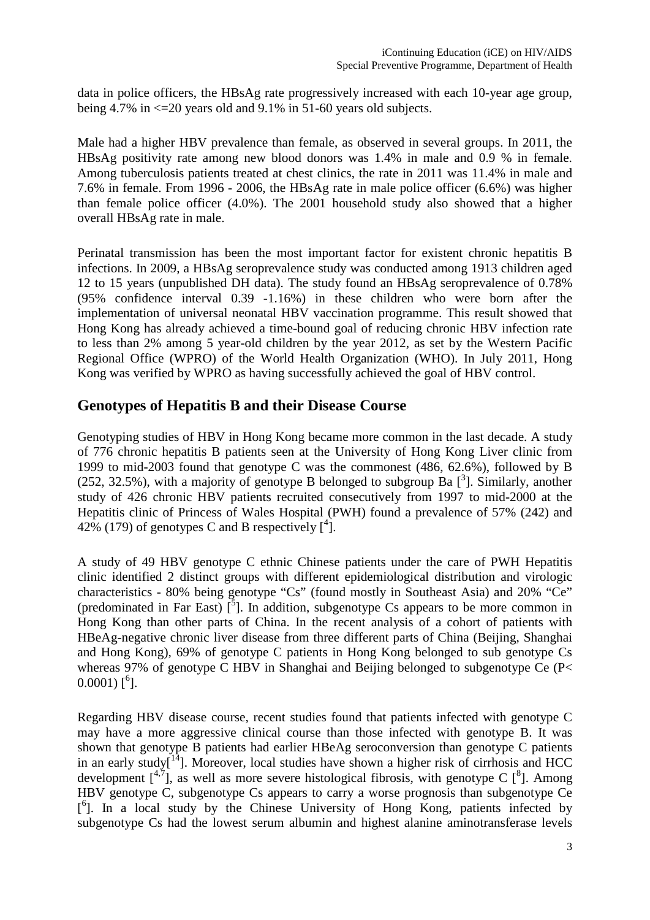data in police officers, the HBsAg rate progressively increased with each 10-year age group, being 4.7% in <=20 years old and 9.1% in 51-60 years old subjects.

Male had a higher HBV prevalence than female, as observed in several groups. In 2011, the HBsAg positivity rate among new blood donors was 1.4% in male and 0.9 % in female. Among tuberculosis patients treated at chest clinics, the rate in 2011 was 11.4% in male and 7.6% in female. From 1996 - 2006, the HBsAg rate in male police officer (6.6%) was higher than female police officer (4.0%). The 2001 household study also showed that a higher overall HBsAg rate in male.

Perinatal transmission has been the most important factor for existent chronic hepatitis B infections. In 2009, a HBsAg seroprevalence study was conducted among 1913 children aged 12 to 15 years (unpublished DH data). The study found an HBsAg seroprevalence of 0.78% (95% confidence interval 0.39 -1.16%) in these children who were born after the implementation of universal neonatal HBV vaccination programme. This result showed that Hong Kong has already achieved a time-bound goal of reducing chronic HBV infection rate to less than 2% among 5 year-old children by the year 2012, as set by the Western Pacific Regional Office (WPRO) of the World Health Organization (WHO). In July 2011, Hong Kong was verified by WPRO as having successfully achieved the goal of HBV control.

## Genotypes of Hepatitis B and their Disease Course

Genotyping studies of HBV in Hong Kong became more common in the last decade. A study of 776 chronic hepatitis B patients seen at the University of Hong Kong Liver clinic from 1999 to mid-2003 found that genotype C was the commonest (486, 62.6%), followed by B (252, 32.5%), with a majority of genotype B belonged to subgroup Ba [3]. Similarly, another study of 426 chronic HBV patients recruited consecutively from 1997 to mid-2000 at the Hepatitis clinic of Princess of Wales Hospital (PWH) found a prevalence of 57% (242) and 42% (179) of genotypes C and B respectively [4].

A study of 49 HBV genotype C ethnic Chinese patients under the care of PWH Hepatitis clinic identified 2 distinct groups with different epidemiological distribution and virologic characteristics - 80% being genotype "Cs" (found mostly in Southeast Asia) and 20% "Ce" (predominated in Far East) [5]. In addition, subgenotype Cs appears to be more common in Hong Kong than other parts of China. In the recent analysis of a cohort of patients with HBeAg-negative chronic liver disease from three different parts of China (Beijing, Shanghai and Hong Kong), 69% of genotype C patients in Hong Kong belonged to sub genotype Cs whereas 97% of genotype C HBV in Shanghai and Beijing belonged to subgenotype Ce ($P< 0.0001$) [6].

Regarding HBV disease course, recent studies found that patients infected with genotype C may have a more aggressive clinical course than those infected with genotype B. It was shown that genotype B patients had earlier HBeAg seroconversion than genotype C patients in an early study[14]. Moreover, local studies have shown a higher risk of cirrhosis and HCC development [4,7], as well as more severe histological fibrosis, with genotype C [8]. Among HBV genotype C, subgenotype Cs appears to carry a worse prognosis than subgenotype Ce [6]. In a local study by the Chinese University of Hong Kong, patients infected by subgenotype Cs had the lowest serum albumin and highest alanine aminotransferase levels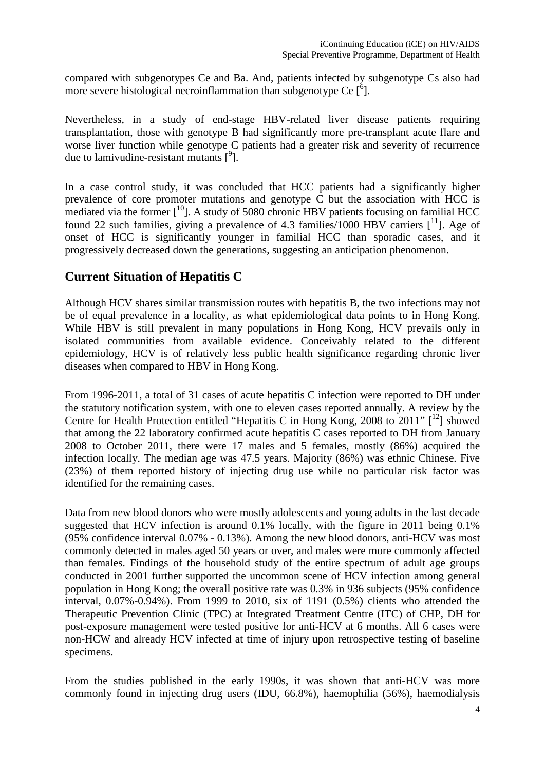compared with subgenotypes Ce and Ba. And, patients infected by subgenotype Cs also had more severe histological necroinflammation than subgenotype Ce [6].

Nevertheless, in a study of end-stage HBV-related liver disease patients requiring transplantation, those with genotype B had significantly more pre-transplant acute flare and worse liver function while genotype C patients had a greater risk and severity of recurrence due to lamivudine-resistant mutants [9].

In a case control study, it was concluded that HCC patients had a significantly higher prevalence of core promoter mutations and genotype C but the association with HCC is mediated via the former [10]. A study of 5080 chronic HBV patients focusing on familial HCC found 22 such families, giving a prevalence of 4.3 families/1000 HBV carriers [11]. Age of onset of HCC is significantly younger in familial HCC than sporadic cases, and it progressively decreased down the generations, suggesting an anticipation phenomenon.

## Current Situation of Hepatitis C

Although HCV shares similar transmission routes with hepatitis B, the two infections may not be of equal prevalence in a locality, as what epidemiological data points to in Hong Kong. While HBV is still prevalent in many populations in Hong Kong, HCV prevails only in isolated communities from available evidence. Conceivably related to the different epidemiology, HCV is of relatively less public health significance regarding chronic liver diseases when compared to HBV in Hong Kong.

From 1996-2011, a total of 31 cases of acute hepatitis C infection were reported to DH under the statutory notification system, with one to eleven cases reported annually. A review by the Centre for Health Protection entitled "Hepatitis C in Hong Kong, 2008 to 2011" [12] showed that among the 22 laboratory confirmed acute hepatitis C cases reported to DH from January 2008 to October 2011, there were 17 males and 5 females, mostly (86%) acquired the infection locally. The median age was 47.5 years. Majority (86%) was ethnic Chinese. Five (23%) of them reported history of injecting drug use while no particular risk factor was identified for the remaining cases.

Data from new blood donors who were mostly adolescents and young adults in the last decade suggested that HCV infection is around 0.1% locally, with the figure in 2011 being 0.1% (95% confidence interval 0.07% - 0.13%). Among the new blood donors, anti-HCV was most commonly detected in males aged 50 years or over, and males were more commonly affected than females. Findings of the household study of the entire spectrum of adult age groups conducted in 2001 further supported the uncommon scene of HCV infection among general population in Hong Kong; the overall positive rate was 0.3% in 936 subjects (95% confidence interval, 0.07%-0.94%). From 1999 to 2010, six of 1191 (0.5%) clients who attended the Therapeutic Prevention Clinic (TPC) at Integrated Treatment Centre (ITC) of CHP, DH for post-exposure management were tested positive for anti-HCV at 6 months. All 6 cases were non-HCW and already HCV infected at time of injury upon retrospective testing of baseline specimens.

From the studies published in the early 1990s, it was shown that anti-HCV was more commonly found in injecting drug users (IDU, 66.8%), haemophilia (56%), haemodialysis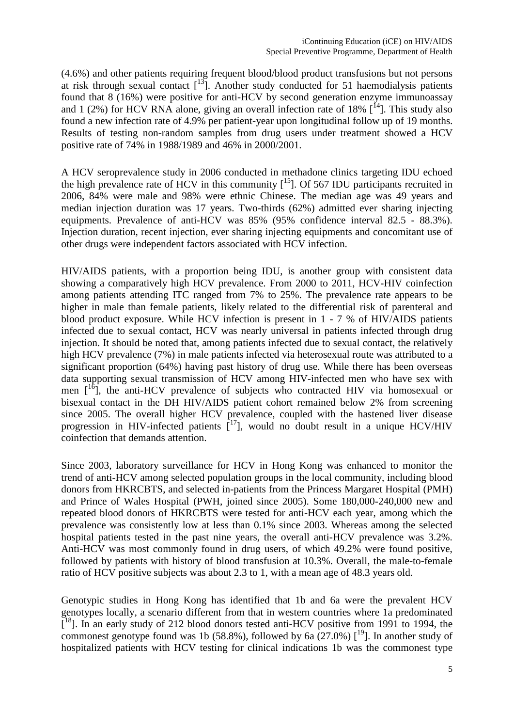(4.6%) and other patients requiring frequent blood/blood product transfusions but not persons at risk through sexual contact [13]. Another study conducted for 51 haemodialysis patients found that 8 (16%) were positive for anti-HCV by second generation enzyme immunoassay and 1 (2%) for HCV RNA alone, giving an overall infection rate of 18% [14]. This study also found a new infection rate of 4.9% per patient-year upon longitudinal follow up of 19 months. Results of testing non-random samples from drug users under treatment showed a HCV positive rate of 74% in 1988/1989 and 46% in 2000/2001.

A HCV seroprevalence study in 2006 conducted in methadone clinics targeting IDU echoed the high prevalence rate of HCV in this community [15]. Of 567 IDU participants recruited in 2006, 84% were male and 98% were ethnic Chinese. The median age was 49 years and median injection duration was 17 years. Two-thirds (62%) admitted ever sharing injecting equipments. Prevalence of anti-HCV was 85% (95% confidence interval 82.5 - 88.3%). Injection duration, recent injection, ever sharing injecting equipments and concomitant use of other drugs were independent factors associated with HCV infection.

HIV/AIDS patients, with a proportion being IDU, is another group with consistent data showing a comparatively high HCV prevalence. From 2000 to 2011, HCV-HIV coinfection among patients attending ITC ranged from 7% to 25%. The prevalence rate appears to be higher in male than female patients, likely related to the differential risk of parenteral and blood product exposure. While HCV infection is present in 1 - 7 % of HIV/AIDS patients infected due to sexual contact, HCV was nearly universal in patients infected through drug injection. It should be noted that, among patients infected due to sexual contact, the relatively high HCV prevalence (7%) in male patients infected via heterosexual route was attributed to a significant proportion (64%) having past history of drug use. While there has been overseas data supporting sexual transmission of HCV among HIV-infected men who have sex with men [16], the anti-HCV prevalence of subjects who contracted HIV via homosexual or bisexual contact in the DH HIV/AIDS patient cohort remained below 2% from screening since 2005. The overall higher HCV prevalence, coupled with the hastened liver disease progression in HIV-infected patients [17], would no doubt result in a unique HCV/HIV coinfection that demands attention.

Since 2003, laboratory surveillance for HCV in Hong Kong was enhanced to monitor the trend of anti-HCV among selected population groups in the local community, including blood donors from HKRCBTS, and selected in-patients from the Princess Margaret Hospital (PMH) and Prince of Wales Hospital (PWH, joined since 2005). Some 180,000-240,000 new and repeated blood donors of HKRCBTS were tested for anti-HCV each year, among which the prevalence was consistently low at less than 0.1% since 2003. Whereas among the selected hospital patients tested in the past nine years, the overall anti-HCV prevalence was 3.2%. Anti-HCV was most commonly found in drug users, of which 49.2% were found positive, followed by patients with history of blood transfusion at 10.3%. Overall, the male-to-female ratio of HCV positive subjects was about 2.3 to 1, with a mean age of 48.3 years old.

Genotypic studies in Hong Kong has identified that 1b and 6a were the prevalent HCV genotypes locally, a scenario different from that in western countries where 1a predominated [18]. In an early study of 212 blood donors tested anti-HCV positive from 1991 to 1994, the commonest genotype found was 1b (58.8%), followed by 6a (27.0%) [19]. In another study of hospitalized patients with HCV testing for clinical indications 1b was the commonest type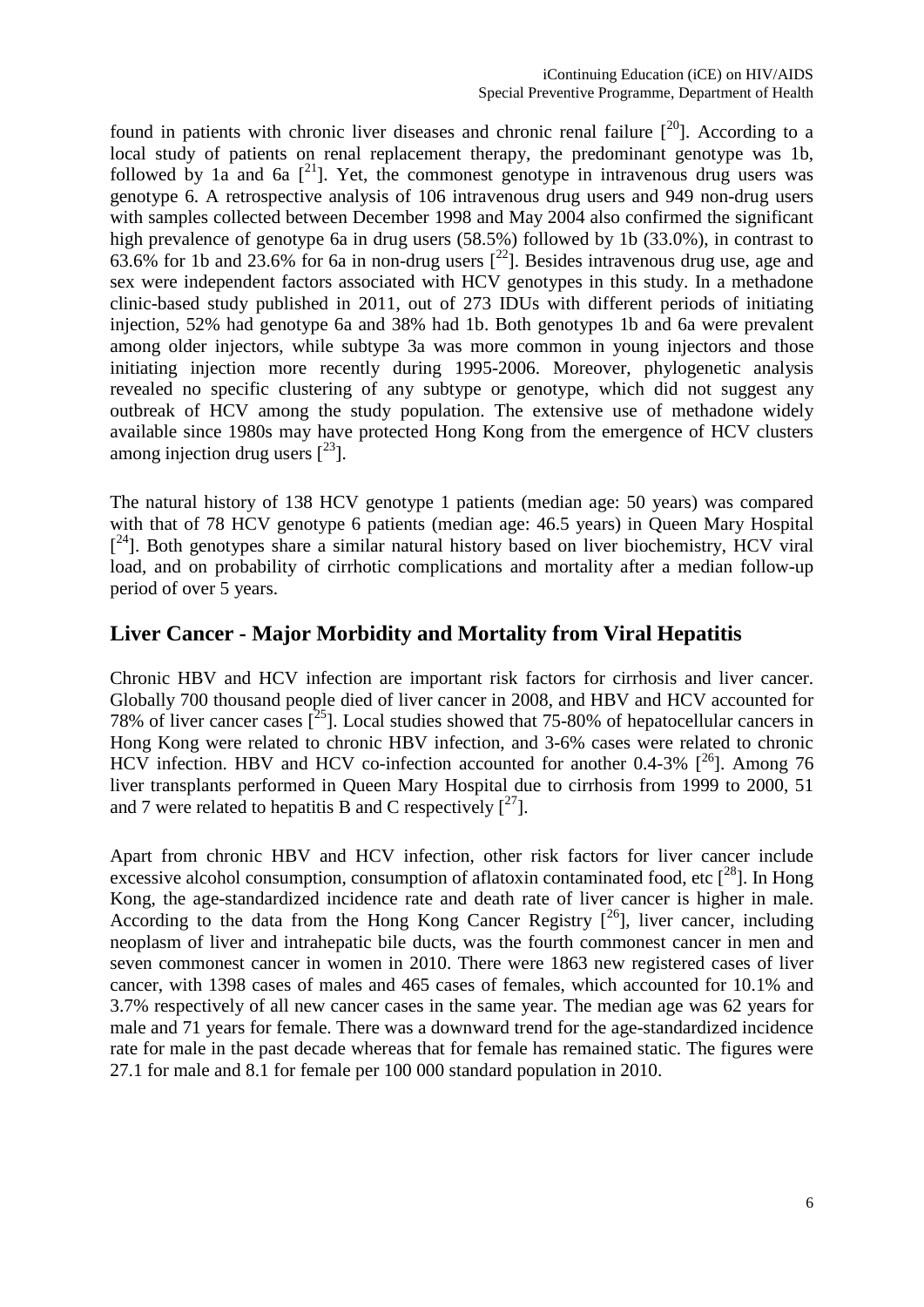found in patients with chronic liver diseases and chronic renal failure [20]. According to a local study of patients on renal replacement therapy, the predominant genotype was 1b, followed by 1a and 6a [21]. Yet, the commonest genotype in intravenous drug users was genotype 6. A retrospective analysis of 106 intravenous drug users and 949 non-drug users with samples collected between December 1998 and May 2004 also confirmed the significant high prevalence of genotype 6a in drug users (58.5%) followed by 1b (33.0%), in contrast to 63.6% for 1b and 23.6% for 6a in non-drug users [22]. Besides intravenous drug use, age and sex were independent factors associated with HCV genotypes in this study. In a methadone clinic-based study published in 2011, out of 273 IDUs with different periods of initiating injection, 52% had genotype 6a and 38% had 1b. Both genotypes 1b and 6a were prevalent among older injectors, while subtype 3a was more common in young injectors and those initiating injection more recently during 1995-2006. Moreover, phylogenetic analysis revealed no specific clustering of any subtype or genotype, which did not suggest any outbreak of HCV among the study population. The extensive use of methadone widely available since 1980s may have protected Hong Kong from the emergence of HCV clusters among injection drug users [23].

The natural history of 138 HCV genotype 1 patients (median age: 50 years) was compared with that of 78 HCV genotype 6 patients (median age: 46.5 years) in Queen Mary Hospital [24]. Both genotypes share a similar natural history based on liver biochemistry, HCV viral load, and on probability of cirrhotic complications and mortality after a median follow-up period of over 5 years.

## Liver Cancer - Major Morbidity and Mortality from Viral Hepatitis

Chronic HBV and HCV infection are important risk factors for cirrhosis and liver cancer. Globally 700 thousand people died of liver cancer in 2008, and HBV and HCV accounted for 78% of liver cancer cases [25]. Local studies showed that 75-80% of hepatocellular cancers in Hong Kong were related to chronic HBV infection, and 3-6% cases were related to chronic HCV infection. HBV and HCV co-infection accounted for another 0.4-3% [26]. Among 76 liver transplants performed in Queen Mary Hospital due to cirrhosis from 1999 to 2000, 51 and 7 were related to hepatitis B and C respectively [27].

Apart from chronic HBV and HCV infection, other risk factors for liver cancer include excessive alcohol consumption, consumption of aflatoxin contaminated food, etc [28]. In Hong Kong, the age-standardized incidence rate and death rate of liver cancer is higher in male. According to the data from the Hong Kong Cancer Registry [26], liver cancer, including neoplasm of liver and intrahepatic bile ducts, was the fourth commonest cancer in men and seven commonest cancer in women in 2010. There were 1863 new registered cases of liver cancer, with 1398 cases of males and 465 cases of females, which accounted for 10.1% and 3.7% respectively of all new cancer cases in the same year. The median age was 62 years for male and 71 years for female. There was a downward trend for the age-standardized incidence rate for male in the past decade whereas that for female has remained static. The figures were 27.1 for male and 8.1 for female per 100 000 standard population in 2010.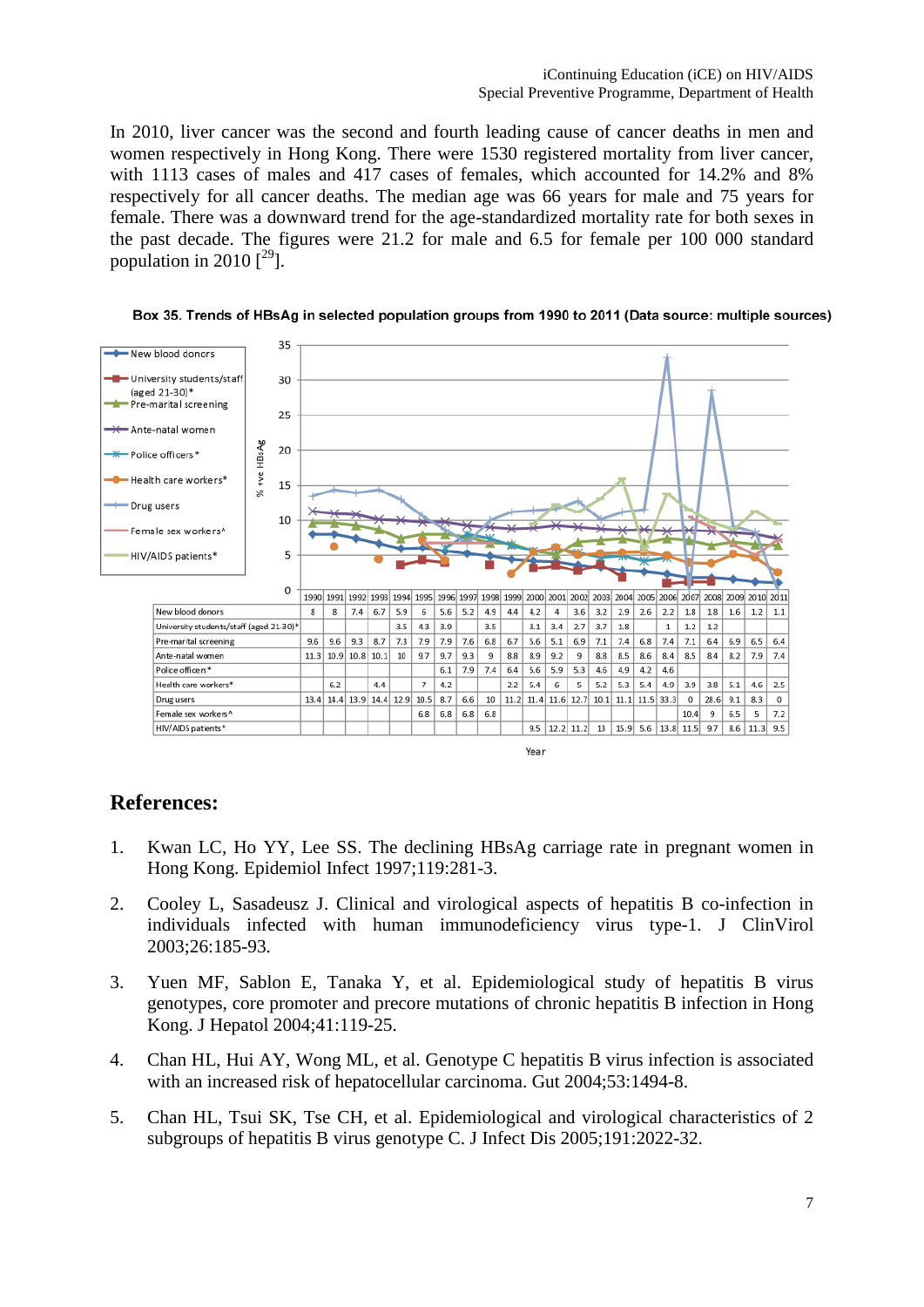In 2010, liver cancer was the second and fourth leading cause of cancer deaths in men and women respectively in Hong Kong. There were 1530 registered mortality from liver cancer, with 1113 cases of males and 417 cases of females, which accounted for 14.2% and 8% respectively for all cancer deaths. The median age was 66 years for male and 75 years for female. There was a downward trend for the age-standardized mortality rate for both sexes in the past decade. The figures were 21.2 for male and 6.5 for female per 100 000 standard population in 2010 [29].

**Box 35. Trends of HBsAg in selected population groups from 1990 to 2011 (Data source: multiple sources)**

New blood donors
University students/staff (aged 21-30)*
Pre-marital screening
Ante-natal women
Police officers*
Health care workers*
Drug users
Female sex workers^
HIV/AIDS patients*

% +ve HBsAg

35
30
25
20
15
10
5
0

| | 1990 | 1991 | 1992 | 1993 | 1994 | 1995 | 1996 | 1997 | 1998 | 1999 | 2000 | 2001 | 2002 | 2003 | 2004 | 2005 | 2006 | 2007 | 2008 | 2009 | 2010 | 2011 |
|---|---|---|---|---|---|---|---|---|---|---|---|---|---|---|---|---|---|---|---|---|---|---|
| New blood donors | 8 | 8 | 7.4 | 6.7 | 5.9 | 6 | 5.6 | 5.2 | 4.9 | 4.4 | 4.2 | 4 | 3.6 | 3.2 | 2.9 | 2.6 | 2.2 | 1.8 | 1.8 | 1.6 | 1.2 | 1.1 |
| University students/staff (aged 21-30)* | | | | | 3.5 | 4.3 | 3.9 | | 3.5 | | 3.1 | 3.4 | 2.7 | 3.7 | 1.8 | | 1 | 1.2 | 1.2 | | | |
| Pre-marital screening | 9.6 | 9.6 | 9.3 | 8.7 | 7.3 | 7.9 | 7.9 | 7.6 | 6.8 | 6.7 | 5.6 | 5.1 | 6.9 | 7.1 | 7.4 | 6.8 | 7.4 | 7.1 | 6.4 | 6.9 | 6.5 | 6.4 |
| Ante-natal women | 11.3 | 10.9 | 10.8 | 10.1 | 10 | 9.7 | 9.7 | 9.3 | 9 | 8.8 | 8.9 | 9.2 | 9 | 8.8 | 8.5 | 8.6 | 8.4 | 8.5 | 8.4 | 8.2 | 7.9 | 7.4 |
| Police officers* | | | | | | | 6.1 | 7.9 | 7.4 | 6.4 | 5.6 | 5.9 | 5.3 | 4.6 | 4.9 | 4.2 | 4.6 | | | | | |
| Health care workers* | | 6.2 | | 4.4 | | 7 | 4.2 | | | 2.2 | 5.4 | 6 | 5 | 5.2 | 5.3 | 5.4 | 4.9 | 3.9 | 3.8 | 5.1 | 4.6 | 2.5 |
| Drug users | 13.4 | 14.4 | 13.9 | 14.4 | 12.9 | 10.5 | 8.7 | 6.6 | 10 | 11.2 | 11.4 | 11.6 | 12.7 | 10.1 | 11.1 | 11.5 | 33.3 | 0 | 28.6 | 9.1 | 8.3 | 0 |
| Female sex workers^ | | | | | | 6.8 | 6.8 | 6.8 | 6.8 | | | | | | | | | 10.4 | 9 | 6.5 | 5 | 7.2 |
| HIV/AIDS patients* | | | | | | | | | | | 9.5 | 12.2 | 11.2 | 13 | 15.9 | 5.6 | 13.8 | 11.5 | 9.7 | 8.6 | 11.3 | 9.5 |

Year

## References:

1. Kwan LC, Ho YY, Lee SS. The declining HBsAg carriage rate in pregnant women in Hong Kong. Epidemiol Infect 1997;119:281-3.

2. Cooley L, Sasadeusz J. Clinical and virological aspects of hepatitis B co-infection in individuals infected with human immunodeficiency virus type-1. J ClinVirol 2003;26:185-93.

3. Yuen MF, Sablon E, Tanaka Y, et al. Epidemiological study of hepatitis B virus genotypes, core promoter and precore mutations of chronic hepatitis B infection in Hong Kong. J Hepatol 2004;41:119-25.

4. Chan HL, Hui AY, Wong ML, et al. Genotype C hepatitis B virus infection is associated with an increased risk of hepatocellular carcinoma. Gut 2004;53:1494-8.

5. Chan HL, Tsui SK, Tse CH, et al. Epidemiological and virological characteristics of 2 subgroups of hepatitis B virus genotype C. J Infect Dis 2005;191:2022-32.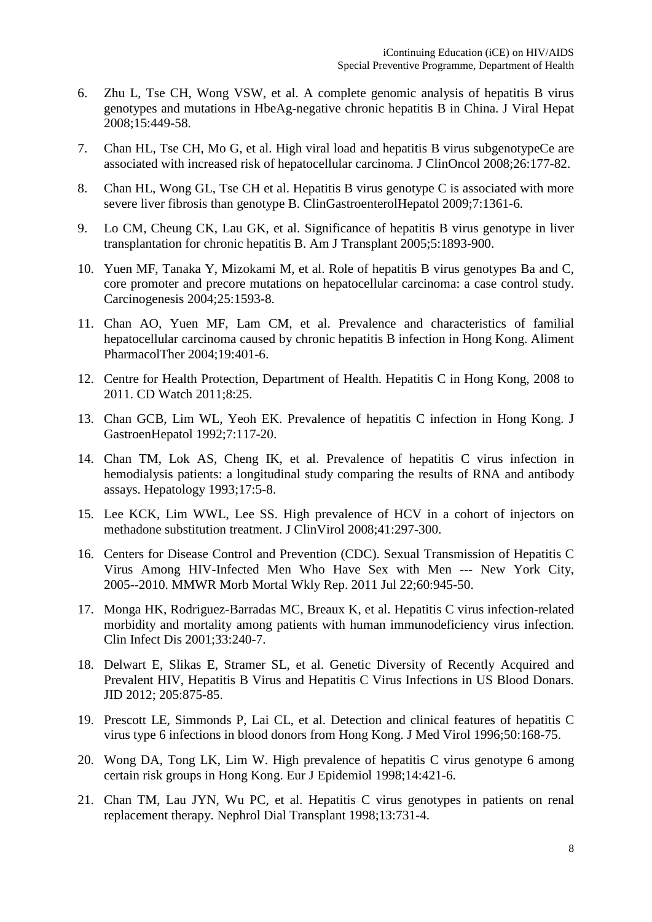6. Zhu L, Tse CH, Wong VSW, et al. A complete genomic analysis of hepatitis B virus genotypes and mutations in HbeAg-negative chronic hepatitis B in China. J Viral Hepat 2008;15:449-58.

7. Chan HL, Tse CH, Mo G, et al. High viral load and hepatitis B virus subgenotypeCe are associated with increased risk of hepatocellular carcinoma. J ClinOncol 2008;26:177-82.

8. Chan HL, Wong GL, Tse CH et al. Hepatitis B virus genotype C is associated with more severe liver fibrosis than genotype B. ClinGastroenterolHepatol 2009;7:1361-6.

9. Lo CM, Cheung CK, Lau GK, et al. Significance of hepatitis B virus genotype in liver transplantation for chronic hepatitis B. Am J Transplant 2005;5:1893-900.

10. Yuen MF, Tanaka Y, Mizokami M, et al. Role of hepatitis B virus genotypes Ba and C, core promoter and precore mutations on hepatocellular carcinoma: a case control study. Carcinogenesis 2004;25:1593-8.

11. Chan AO, Yuen MF, Lam CM, et al. Prevalence and characteristics of familial hepatocellular carcinoma caused by chronic hepatitis B infection in Hong Kong. Aliment PharmacolTher 2004;19:401-6.

12. Centre for Health Protection, Department of Health. Hepatitis C in Hong Kong, 2008 to 2011. CD Watch 2011;8:25.

13. Chan GCB, Lim WL, Yeoh EK. Prevalence of hepatitis C infection in Hong Kong. J GastroenHepatol 1992;7:117-20.

14. Chan TM, Lok AS, Cheng IK, et al. Prevalence of hepatitis C virus infection in hemodialysis patients: a longitudinal study comparing the results of RNA and antibody assays. Hepatology 1993;17:5-8.

15. Lee KCK, Lim WWL, Lee SS. High prevalence of HCV in a cohort of injectors on methadone substitution treatment. J ClinVirol 2008;41:297-300.

16. Centers for Disease Control and Prevention (CDC). Sexual Transmission of Hepatitis C Virus Among HIV-Infected Men Who Have Sex with Men --- New York City, 2005--2010. MMWR Morb Mortal Wkly Rep. 2011 Jul 22;60:945-50.

17. Monga HK, Rodriguez-Barradas MC, Breaux K, et al. Hepatitis C virus infection-related morbidity and mortality among patients with human immunodeficiency virus infection. Clin Infect Dis 2001;33:240-7.

18. Delwart E, Slikas E, Stramer SL, et al. Genetic Diversity of Recently Acquired and Prevalent HIV, Hepatitis B Virus and Hepatitis C Virus Infections in US Blood Donars. JID 2012; 205:875-85.

19. Prescott LE, Simmonds P, Lai CL, et al. Detection and clinical features of hepatitis C virus type 6 infections in blood donors from Hong Kong. J Med Virol 1996;50:168-75.

20. Wong DA, Tong LK, Lim W. High prevalence of hepatitis C virus genotype 6 among certain risk groups in Hong Kong. Eur J Epidemiol 1998;14:421-6.

21. Chan TM, Lau JYN, Wu PC, et al. Hepatitis C virus genotypes in patients on renal replacement therapy. Nephrol Dial Transplant 1998;13:731-4.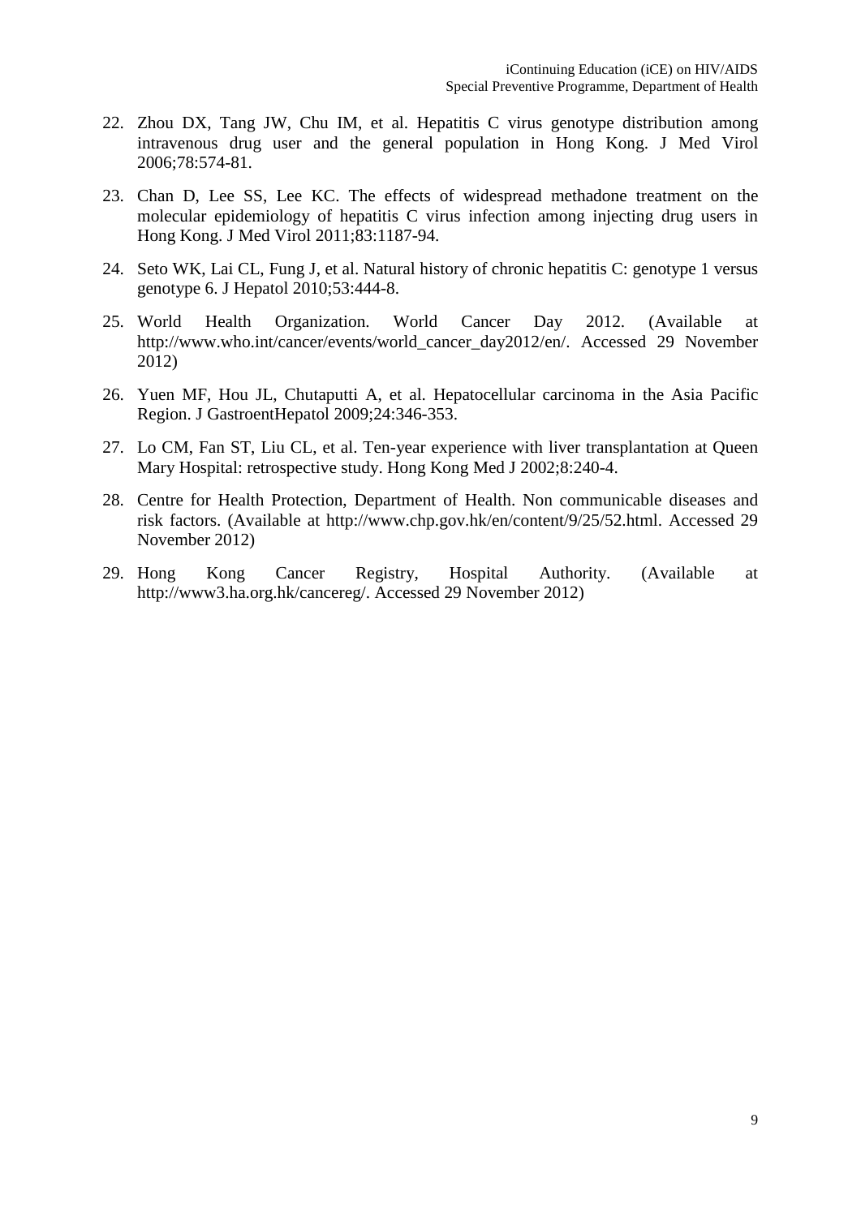22. Zhou DX, Tang JW, Chu IM, et al. Hepatitis C virus genotype distribution among intravenous drug user and the general population in Hong Kong. J Med Virol 2006;78:574-81.

23. Chan D, Lee SS, Lee KC. The effects of widespread methadone treatment on the molecular epidemiology of hepatitis C virus infection among injecting drug users in Hong Kong. J Med Virol 2011;83:1187-94.

24. Seto WK, Lai CL, Fung J, et al. Natural history of chronic hepatitis C: genotype 1 versus genotype 6. J Hepatol 2010;53:444-8.

25. World Health Organization. World Cancer Day 2012. (Available at http://www.who.int/cancer/events/world_cancer_day2012/en/. Accessed 29 November 2012)

26. Yuen MF, Hou JL, Chutaputti A, et al. Hepatocellular carcinoma in the Asia Pacific Region. J GastroentHepatol 2009;24:346-353.

27. Lo CM, Fan ST, Liu CL, et al. Ten-year experience with liver transplantation at Queen Mary Hospital: retrospective study. Hong Kong Med J 2002;8:240-4.

28. Centre for Health Protection, Department of Health. Non communicable diseases and risk factors. (Available at http://www.chp.gov.hk/en/content/9/25/52.html. Accessed 29 November 2012)

29. Hong Kong Cancer Registry, Hospital Authority. (Available at http://www3.ha.org.hk/cancereg/. Accessed 29 November 2012)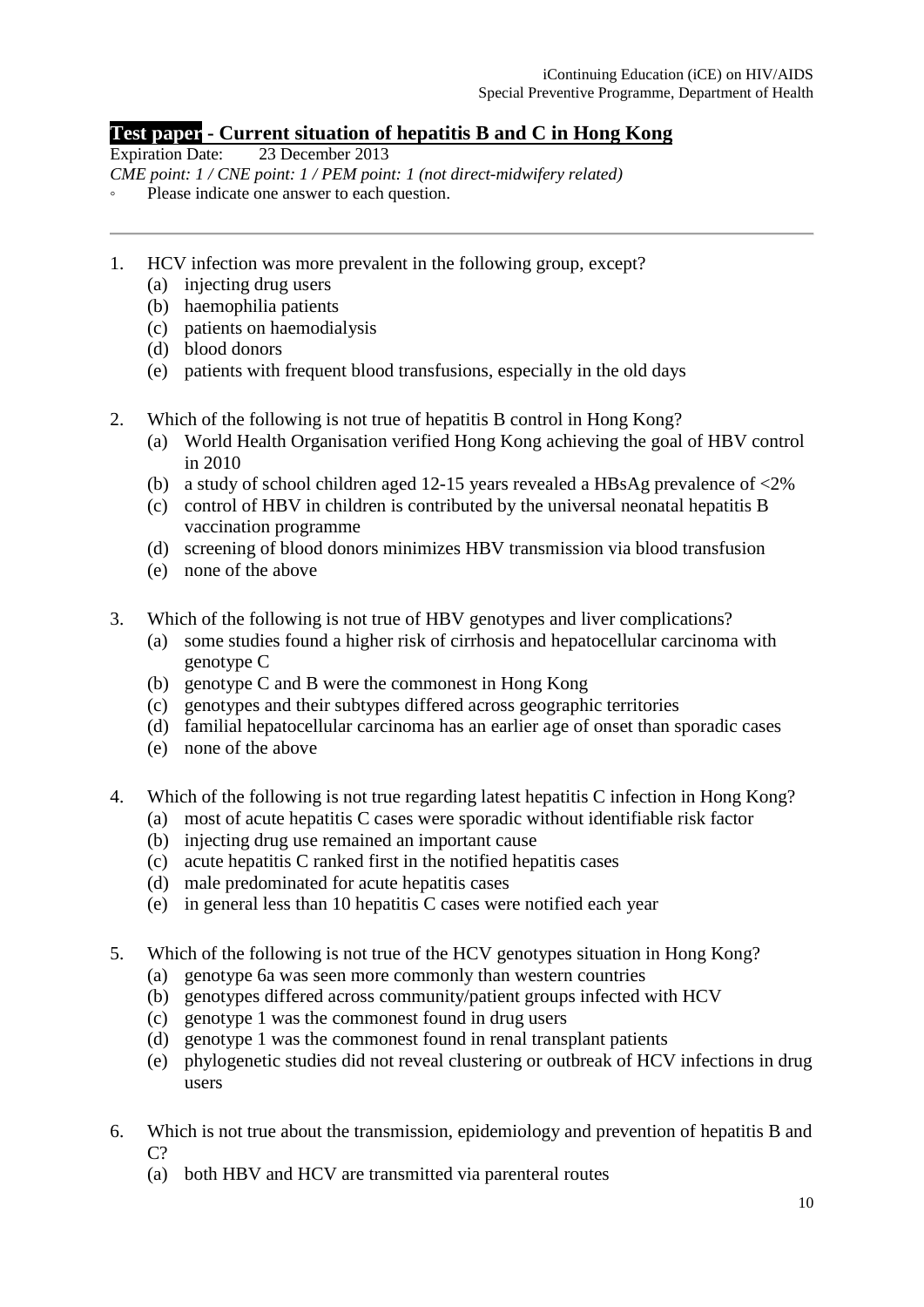## Test paper - Current situation of hepatitis B and C in Hong Kong

Expiration Date: 23 December 2013

*CME point: 1 / CNE point: 1 / PEM point: 1 (not direct-midwifery related)*

- Please indicate one answer to each question.

---

1. HCV infection was more prevalent in the following group, except?
   (a) injecting drug users
   (b) haemophilia patients
   (c) patients on haemodialysis
   (d) blood donors
   (e) patients with frequent blood transfusions, especially in the old days

2. Which of the following is not true of hepatitis B control in Hong Kong?
   (a) World Health Organisation verified Hong Kong achieving the goal of HBV control in 2010
   (b) a study of school children aged 12-15 years revealed a HBsAg prevalence of <2%
   (c) control of HBV in children is contributed by the universal neonatal hepatitis B vaccination programme
   (d) screening of blood donors minimizes HBV transmission via blood transfusion
   (e) none of the above

3. Which of the following is not true of HBV genotypes and liver complications?
   (a) some studies found a higher risk of cirrhosis and hepatocellular carcinoma with genotype C
   (b) genotype C and B were the commonest in Hong Kong
   (c) genotypes and their subtypes differed across geographic territories
   (d) familial hepatocellular carcinoma has an earlier age of onset than sporadic cases
   (e) none of the above

4. Which of the following is not true regarding latest hepatitis C infection in Hong Kong?
   (a) most of acute hepatitis C cases were sporadic without identifiable risk factor
   (b) injecting drug use remained an important cause
   (c) acute hepatitis C ranked first in the notified hepatitis cases
   (d) male predominated for acute hepatitis cases
   (e) in general less than 10 hepatitis C cases were notified each year

5. Which of the following is not true of the HCV genotypes situation in Hong Kong?
   (a) genotype 6a was seen more commonly than western countries
   (b) genotypes differed across community/patient groups infected with HCV
   (c) genotype 1 was the commonest found in drug users
   (d) genotype 1 was the commonest found in renal transplant patients
   (e) phylogenetic studies did not reveal clustering or outbreak of HCV infections in drug users

6. Which is not true about the transmission, epidemiology and prevention of hepatitis B and C?
   (a) both HBV and HCV are transmitted via parenteral routes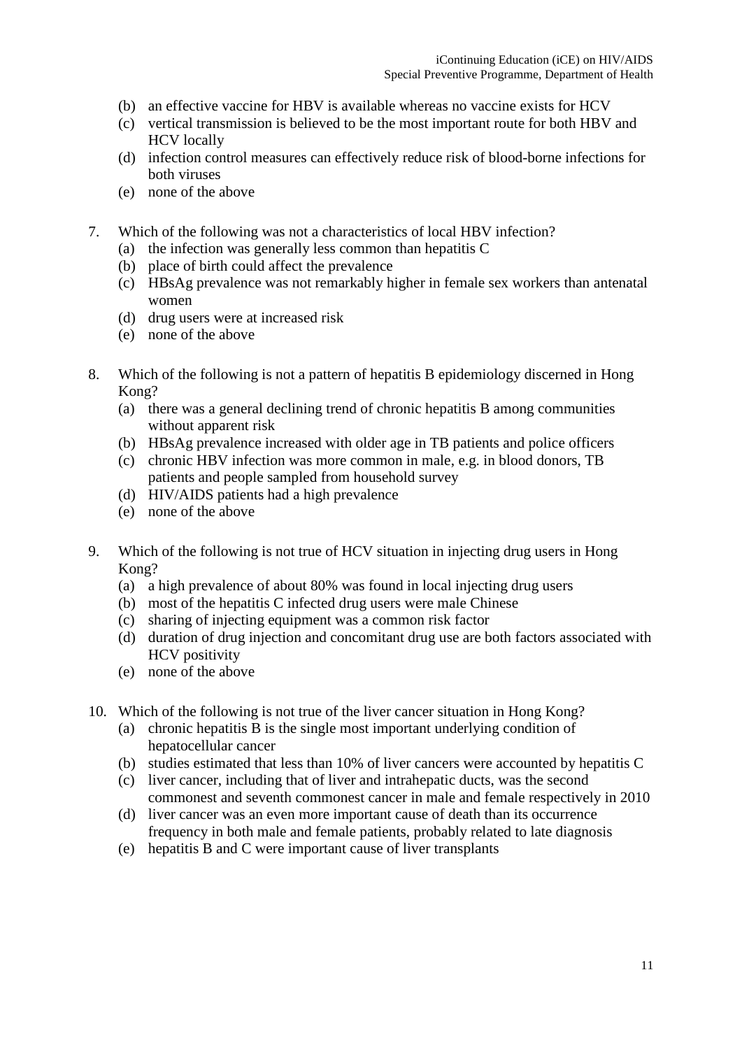(b) an effective vaccine for HBV is available whereas no vaccine exists for HCV
(c) vertical transmission is believed to be the most important route for both HBV and HCV locally
(d) infection control measures can effectively reduce risk of blood-borne infections for both viruses
(e) none of the above

7. Which of the following was not a characteristics of local HBV infection?
   (a) the infection was generally less common than hepatitis C
   (b) place of birth could affect the prevalence
   (c) HBsAg prevalence was not remarkably higher in female sex workers than antenatal women
   (d) drug users were at increased risk
   (e) none of the above

8. Which of the following is not a pattern of hepatitis B epidemiology discerned in Hong Kong?
   (a) there was a general declining trend of chronic hepatitis B among communities without apparent risk
   (b) HBsAg prevalence increased with older age in TB patients and police officers
   (c) chronic HBV infection was more common in male, e.g. in blood donors, TB patients and people sampled from household survey
   (d) HIV/AIDS patients had a high prevalence
   (e) none of the above

9. Which of the following is not true of HCV situation in injecting drug users in Hong Kong?
   (a) a high prevalence of about 80% was found in local injecting drug users
   (b) most of the hepatitis C infected drug users were male Chinese
   (c) sharing of injecting equipment was a common risk factor
   (d) duration of drug injection and concomitant drug use are both factors associated with HCV positivity
   (e) none of the above

10. Which of the following is not true of the liver cancer situation in Hong Kong?
    (a) chronic hepatitis B is the single most important underlying condition of hepatocellular cancer
    (b) studies estimated that less than 10% of liver cancers were accounted by hepatitis C
    (c) liver cancer, including that of liver and intrahepatic ducts, was the second commonest and seventh commonest cancer in male and female respectively in 2010
    (d) liver cancer was an even more important cause of death than its occurrence frequency in both male and female patients, probably related to late diagnosis
    (e) hepatitis B and C were important cause of liver transplants